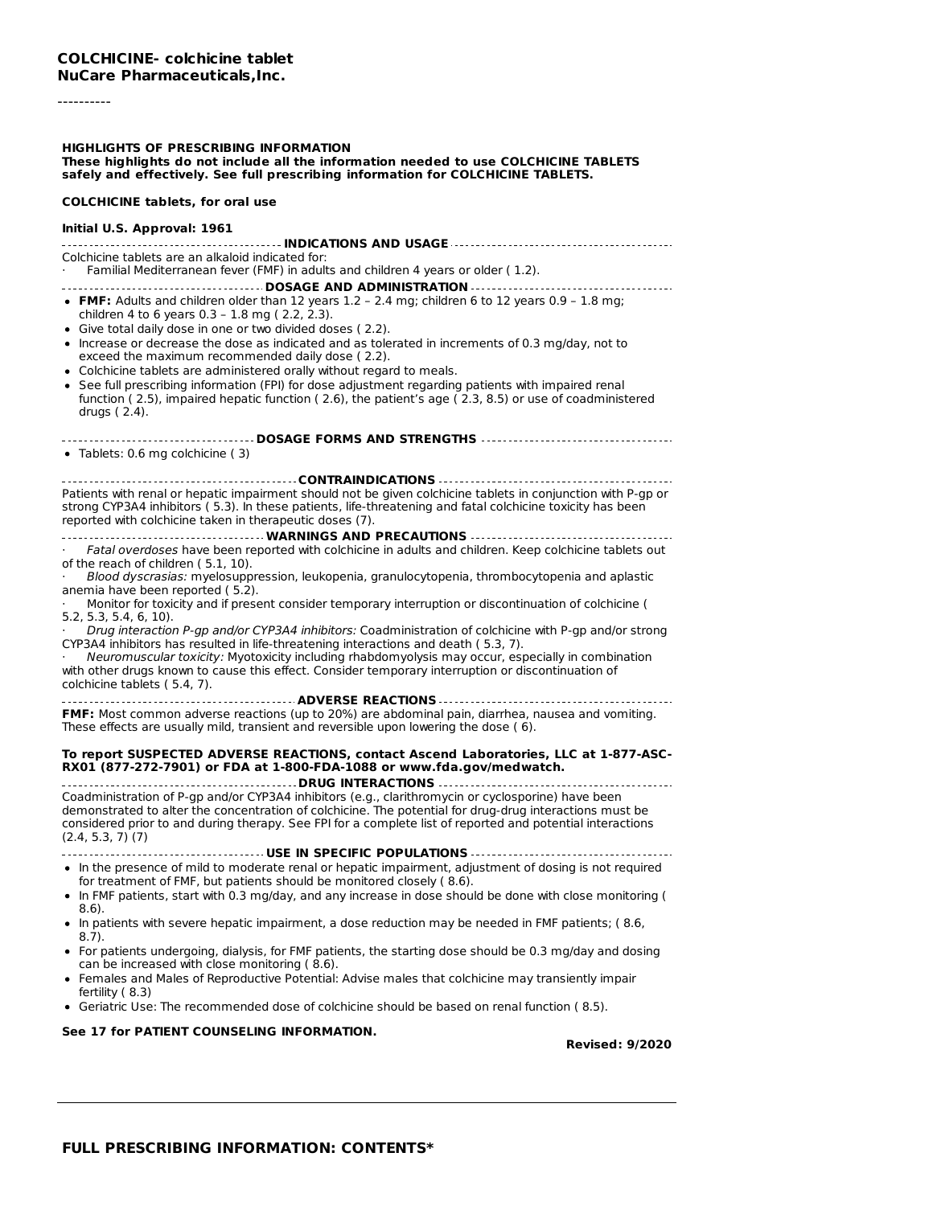**COLCHICINE- colchicine tablet**
**NuCare Pharmaceuticals,Inc.**

----------

**HIGHLIGHTS OF PRESCRIBING INFORMATION**
**These highlights do not include all the information needed to use COLCHICINE TABLETS safely and effectively. See full prescribing information for COLCHICINE TABLETS.**

**COLCHICINE tablets, for oral use**

**Initial U.S. Approval: 1961**

**INDICATIONS AND USAGE**

Colchicine tablets are an alkaloid indicated for:

- Familial Mediterranean fever (FMF) in adults and children 4 years or older ( 1.2).

**DOSAGE AND ADMINISTRATION**

- **FMF:** Adults and children older than 12 years 1.2 – 2.4 mg; children 6 to 12 years 0.9 – 1.8 mg; children 4 to 6 years 0.3 – 1.8 mg ( 2.2, 2.3).
- Give total daily dose in one or two divided doses ( 2.2).
- Increase or decrease the dose as indicated and as tolerated in increments of 0.3 mg/day, not to exceed the maximum recommended daily dose ( 2.2).
- Colchicine tablets are administered orally without regard to meals.
- See full prescribing information (FPI) for dose adjustment regarding patients with impaired renal function ( 2.5), impaired hepatic function ( 2.6), the patient's age ( 2.3, 8.5) or use of coadministered drugs ( 2.4).

**DOSAGE FORMS AND STRENGTHS**

- Tablets: 0.6 mg colchicine ( 3)

**CONTRAINDICATIONS**

Patients with renal or hepatic impairment should not be given colchicine tablets in conjunction with P-gp or strong CYP3A4 inhibitors ( 5.3). In these patients, life-threatening and fatal colchicine toxicity has been reported with colchicine taken in therapeutic doses (7).

**WARNINGS AND PRECAUTIONS**

- *Fatal overdoses* have been reported with colchicine in adults and children. Keep colchicine tablets out of the reach of children ( 5.1, 10).
- *Blood dyscrasias:* myelosuppression, leukopenia, granulocytopenia, thrombocytopenia and aplastic anemia have been reported ( 5.2).
- Monitor for toxicity and if present consider temporary interruption or discontinuation of colchicine ( 5.2, 5.3, 5.4, 6, 10).
- *Drug interaction P-gp and/or CYP3A4 inhibitors:* Coadministration of colchicine with P-gp and/or strong CYP3A4 inhibitors has resulted in life-threatening interactions and death ( 5.3, 7).
- *Neuromuscular toxicity:* Myotoxicity including rhabdomyolysis may occur, especially in combination with other drugs known to cause this effect. Consider temporary interruption or discontinuation of colchicine tablets ( 5.4, 7).

**ADVERSE REACTIONS**

**FMF:** Most common adverse reactions (up to 20%) are abdominal pain, diarrhea, nausea and vomiting. These effects are usually mild, transient and reversible upon lowering the dose ( 6).

**To report SUSPECTED ADVERSE REACTIONS, contact Ascend Laboratories, LLC at 1-877-ASC-RX01 (877-272-7901) or FDA at 1-800-FDA-1088 or www.fda.gov/medwatch.**

**DRUG INTERACTIONS**

Coadministration of P-gp and/or CYP3A4 inhibitors (e.g., clarithromycin or cyclosporine) have been demonstrated to alter the concentration of colchicine. The potential for drug-drug interactions must be considered prior to and during therapy. See FPI for a complete list of reported and potential interactions (2.4, 5.3, 7) (7)

**USE IN SPECIFIC POPULATIONS**

- In the presence of mild to moderate renal or hepatic impairment, adjustment of dosing is not required for treatment of FMF, but patients should be monitored closely ( 8.6).
- In FMF patients, start with 0.3 mg/day, and any increase in dose should be done with close monitoring ( 8.6).
- In patients with severe hepatic impairment, a dose reduction may be needed in FMF patients; ( 8.6, 8.7).
- For patients undergoing, dialysis, for FMF patients, the starting dose should be 0.3 mg/day and dosing can be increased with close monitoring ( 8.6).
- Females and Males of Reproductive Potential: Advise males that colchicine may transiently impair fertility ( 8.3)
- Geriatric Use: The recommended dose of colchicine should be based on renal function ( 8.5).

**See 17 for PATIENT COUNSELING INFORMATION.**

**Revised: 9/2020**

## FULL PRESCRIBING INFORMATION: CONTENTS*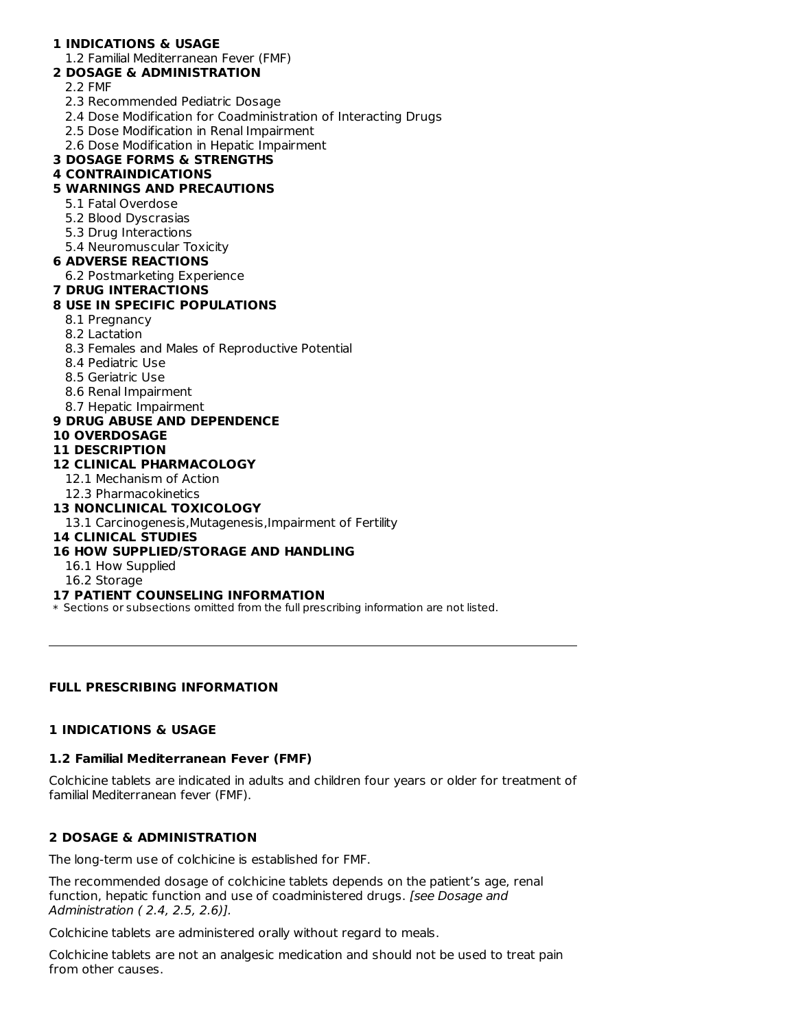**1 INDICATIONS & USAGE**
- 1.2 Familial Mediterranean Fever (FMF)

**2 DOSAGE & ADMINISTRATION**
- 2.2 FMF
- 2.3 Recommended Pediatric Dosage
- 2.4 Dose Modification for Coadministration of Interacting Drugs
- 2.5 Dose Modification in Renal Impairment
- 2.6 Dose Modification in Hepatic Impairment

**3 DOSAGE FORMS & STRENGTHS**

**4 CONTRAINDICATIONS**

**5 WARNINGS AND PRECAUTIONS**
- 5.1 Fatal Overdose
- 5.2 Blood Dyscrasias
- 5.3 Drug Interactions
- 5.4 Neuromuscular Toxicity

**6 ADVERSE REACTIONS**
- 6.2 Postmarketing Experience

**7 DRUG INTERACTIONS**

**8 USE IN SPECIFIC POPULATIONS**
- 8.1 Pregnancy
- 8.2 Lactation
- 8.3 Females and Males of Reproductive Potential
- 8.4 Pediatric Use
- 8.5 Geriatric Use
- 8.6 Renal Impairment
- 8.7 Hepatic Impairment

**9 DRUG ABUSE AND DEPENDENCE**

**10 OVERDOSAGE**

**11 DESCRIPTION**

**12 CLINICAL PHARMACOLOGY**
- 12.1 Mechanism of Action
- 12.3 Pharmacokinetics

**13 NONCLINICAL TOXICOLOGY**
- 13.1 Carcinogenesis,Mutagenesis,Impairment of Fertility

**14 CLINICAL STUDIES**

**16 HOW SUPPLIED/STORAGE AND HANDLING**
- 16.1 How Supplied
- 16.2 Storage

**17 PATIENT COUNSELING INFORMATION**

\* Sections or subsections omitted from the full prescribing information are not listed.

---

# FULL PRESCRIBING INFORMATION

## 1 INDICATIONS & USAGE

### 1.2 Familial Mediterranean Fever (FMF)

Colchicine tablets are indicated in adults and children four years or older for treatment of familial Mediterranean fever (FMF).

## 2 DOSAGE & ADMINISTRATION

The long-term use of colchicine is established for FMF.

The recommended dosage of colchicine tablets depends on the patient's age, renal function, hepatic function and use of coadministered drugs. *[see Dosage and Administration ( 2.4, 2.5, 2.6)]*.

Colchicine tablets are administered orally without regard to meals.

Colchicine tablets are not an analgesic medication and should not be used to treat pain from other causes.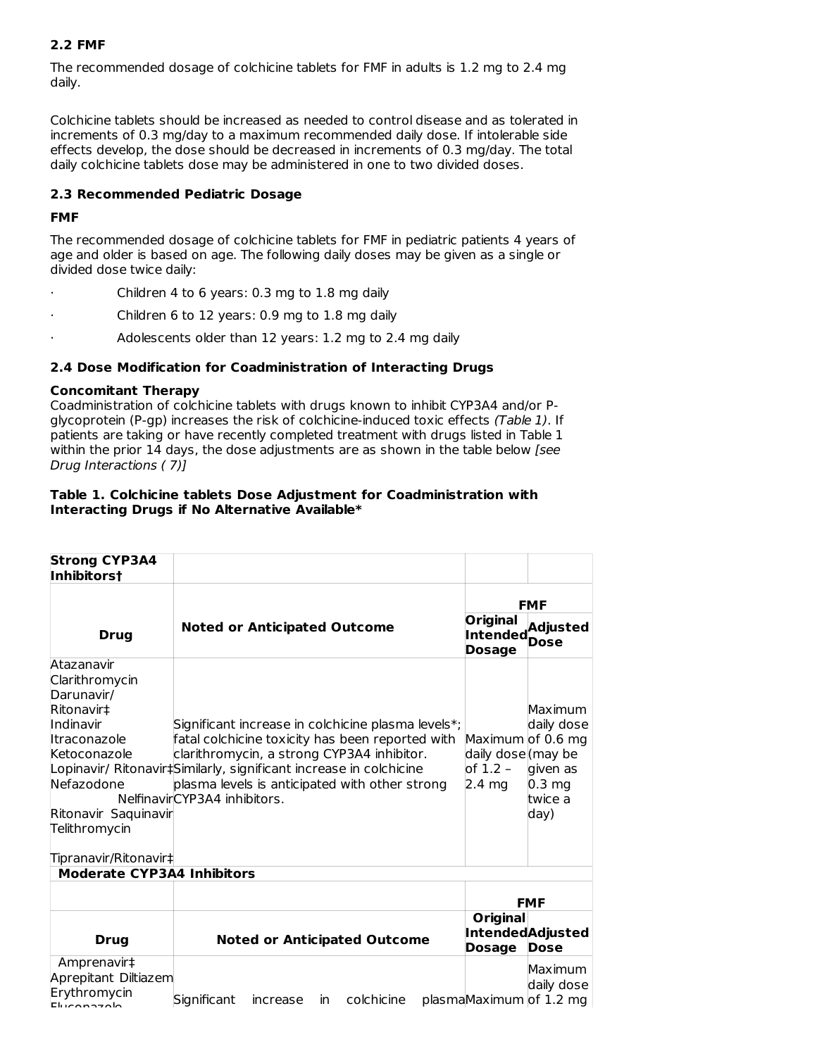### 2.2 FMF

The recommended dosage of colchicine tablets for FMF in adults is 1.2 mg to 2.4 mg daily.

Colchicine tablets should be increased as needed to control disease and as tolerated in increments of 0.3 mg/day to a maximum recommended daily dose. If intolerable side effects develop, the dose should be decreased in increments of 0.3 mg/day. The total daily colchicine tablets dose may be administered in one to two divided doses.

### 2.3 Recommended Pediatric Dosage

**FMF**

The recommended dosage of colchicine tablets for FMF in pediatric patients 4 years of age and older is based on age. The following daily doses may be given as a single or divided dose twice daily:

- Children 4 to 6 years: 0.3 mg to 1.8 mg daily
- Children 6 to 12 years: 0.9 mg to 1.8 mg daily
- Adolescents older than 12 years: 1.2 mg to 2.4 mg daily

### 2.4 Dose Modification for Coadministration of Interacting Drugs

**Concomitant Therapy**

Coadministration of colchicine tablets with drugs known to inhibit CYP3A4 and/or P-glycoprotein (P-gp) increases the risk of colchicine-induced toxic effects *(Table 1)*. If patients are taking or have recently completed treatment with drugs listed in Table 1 within the prior 14 days, the dose adjustments are as shown in the table below *[see Drug Interactions ( 7)]*

**Table 1. Colchicine tablets Dose Adjustment for Coadministration with Interacting Drugs if No Alternative Available***

| **Strong CYP3A4 Inhibitors†** | | | |
|---|---|---|---|
| | | **FMF** | |
| **Drug** | **Noted or Anticipated Outcome** | **Original Intended Dosage** | **Adjusted Dose** |
| Atazanavir Clarithromycin Darunavir/ Ritonavir‡ Indinavir Itraconazole Ketoconazole Lopinavir/ Ritonavir‡ Nefazodone Nelfinavir Ritonavir Saquinavir Telithromycin Tipranavir/Ritonavir‡ | Significant increase in colchicine plasma levels*; fatal colchicine toxicity has been reported with clarithromycin, a strong CYP3A4 inhibitor. Similarly, significant increase in colchicine plasma levels is anticipated with other strong CYP3A4 inhibitors. | Maximum daily dose of 1.2 – 2.4 mg | Maximum daily dose of 0.6 mg (may be given as 0.3 mg twice a day) |
| **Moderate CYP3A4 Inhibitors** | | | |
| | | **FMF** | |
| **Drug** | **Noted or Anticipated Outcome** | **Original Intended Dosage** | **Adjusted Dose** |
| Amprenavir‡ Aprepitant Diltiazem Erythromycin Fluconazole | Significant increase in colchicine plasma | Maximum | Maximum daily dose of 1.2 mg |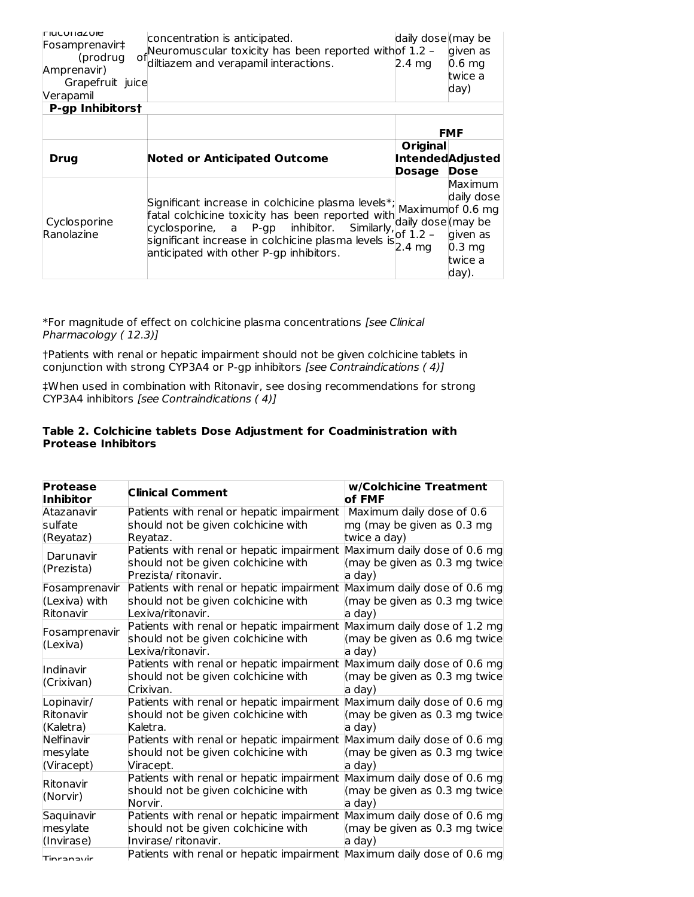| | | | |
|---|---|---|---|
| Fluconazole Fosamprenavir‡ (prodrug of Amprenavir) Grapefruit juice Verapamil | concentration is anticipated. Neuromuscular toxicity has been reported with diltiazem and verapamil interactions. | daily dose of 1.2 – 2.4 mg | (may be given as 0.6 mg twice a day) |
| **P-gp Inhibitors†** | | | |
| | | **FMF** | |
| **Drug** | **Noted or Anticipated Outcome** | **Original Intended Dosage** | **Adjusted Dose** |
| Cyclosporine Ranolazine | Significant increase in colchicine plasma levels*; fatal colchicine toxicity has been reported with cyclosporine, a P-gp inhibitor. Similarly, significant increase in colchicine plasma levels is anticipated with other P-gp inhibitors. | Maximum daily dose of 1.2 – 2.4 mg | Maximum daily dose of 0.6 mg (may be given as 0.3 mg twice a day). |

*For magnitude of effect on colchicine plasma concentrations *[see Clinical Pharmacology ( 12.3)]*

†Patients with renal or hepatic impairment should not be given colchicine tablets in conjunction with strong CYP3A4 or P-gp inhibitors *[see Contraindications ( 4)]*

‡When used in combination with Ritonavir, see dosing recommendations for strong CYP3A4 inhibitors *[see Contraindications ( 4)]*

**Table 2. Colchicine tablets Dose Adjustment for Coadministration with Protease Inhibitors**

| **Protease Inhibitor** | **Clinical Comment** | **w/Colchicine Treatment of FMF** |
|---|---|---|
| Atazanavir sulfate (Reyataz) | Patients with renal or hepatic impairment should not be given colchicine with Reyataz. | Maximum daily dose of 0.6 mg (may be given as 0.3 mg twice a day) |
| Darunavir (Prezista) | Patients with renal or hepatic impairment should not be given colchicine with Prezista/ ritonavir. | Maximum daily dose of 0.6 mg (may be given as 0.3 mg twice a day) |
| Fosamprenavir (Lexiva) with Ritonavir | Patients with renal or hepatic impairment should not be given colchicine with Lexiva/ritonavir. | Maximum daily dose of 0.6 mg (may be given as 0.3 mg twice a day) |
| Fosamprenavir (Lexiva) | Patients with renal or hepatic impairment should not be given colchicine with Lexiva/ritonavir. | Maximum daily dose of 1.2 mg (may be given as 0.6 mg twice a day) |
| Indinavir (Crixivan) | Patients with renal or hepatic impairment should not be given colchicine with Crixivan. | Maximum daily dose of 0.6 mg (may be given as 0.3 mg twice a day) |
| Lopinavir/ Ritonavir (Kaletra) | Patients with renal or hepatic impairment should not be given colchicine with Kaletra. | Maximum daily dose of 0.6 mg (may be given as 0.3 mg twice a day) |
| Nelfinavir mesylate (Viracept) | Patients with renal or hepatic impairment should not be given colchicine with Viracept. | Maximum daily dose of 0.6 mg (may be given as 0.3 mg twice a day) |
| Ritonavir (Norvir) | Patients with renal or hepatic impairment should not be given colchicine with Norvir. | Maximum daily dose of 0.6 mg (may be given as 0.3 mg twice a day) |
| Saquinavir mesylate (Invirase) | Patients with renal or hepatic impairment should not be given colchicine with Invirase/ ritonavir. | Maximum daily dose of 0.6 mg (may be given as 0.3 mg twice a day) |
| Tipranavir | Patients with renal or hepatic impairment | Maximum daily dose of 0.6 mg |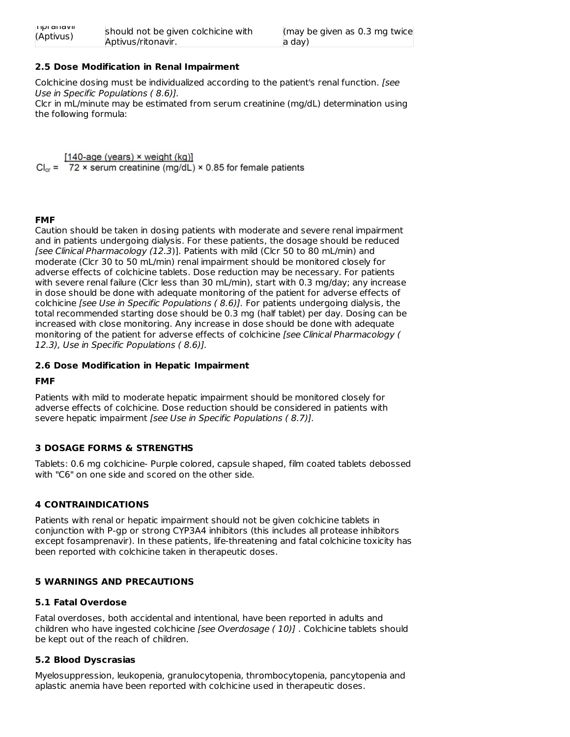| Tipranavir (Aptivus) | should not be given colchicine with Aptivus/ritonavir. | (may be given as 0.3 mg twice a day) |
|---|---|---|

**2.5 Dose Modification in Renal Impairment**

Colchicine dosing must be individualized according to the patient's renal function. *[see Use in Specific Populations ( 8.6)].*
Clcr in mL/minute may be estimated from serum creatinine (mg/dL) determination using the following formula:

$$Cl_{cr} = \frac{[140\text{-age (years)} \times \text{weight (kg)}]}{72 \times \text{serum creatinine (mg/dL)}} \times 0.85 \text{ for female patients}$$

**FMF**

Caution should be taken in dosing patients with moderate and severe renal impairment and in patients undergoing dialysis. For these patients, the dosage should be reduced *[see Clinical Pharmacology (12.3*)]. Patients with mild (Clcr 50 to 80 mL/min) and moderate (Clcr 30 to 50 mL/min) renal impairment should be monitored closely for adverse effects of colchicine tablets. Dose reduction may be necessary. For patients with severe renal failure (Clcr less than 30 mL/min), start with 0.3 mg/day; any increase in dose should be done with adequate monitoring of the patient for adverse effects of colchicine *[see Use in Specific Populations ( 8.6)].* For patients undergoing dialysis, the total recommended starting dose should be 0.3 mg (half tablet) per day. Dosing can be increased with close monitoring. Any increase in dose should be done with adequate monitoring of the patient for adverse effects of colchicine *[see Clinical Pharmacology ( 12.3), Use in Specific Populations ( 8.6)].*

**2.6 Dose Modification in Hepatic Impairment**

**FMF**

Patients with mild to moderate hepatic impairment should be monitored closely for adverse effects of colchicine. Dose reduction should be considered in patients with severe hepatic impairment *[see Use in Specific Populations ( 8.7)].*

**3 DOSAGE FORMS & STRENGTHS**

Tablets: 0.6 mg colchicine- Purple colored, capsule shaped, film coated tablets debossed with "C6" on one side and scored on the other side.

**4 CONTRAINDICATIONS**

Patients with renal or hepatic impairment should not be given colchicine tablets in conjunction with P-gp or strong CYP3A4 inhibitors (this includes all protease inhibitors except fosamprenavir). In these patients, life-threatening and fatal colchicine toxicity has been reported with colchicine taken in therapeutic doses.

**5 WARNINGS AND PRECAUTIONS**

**5.1 Fatal Overdose**

Fatal overdoses, both accidental and intentional, have been reported in adults and children who have ingested colchicine *[see Overdosage ( 10)]* . Colchicine tablets should be kept out of the reach of children.

**5.2 Blood Dyscrasias**

Myelosuppression, leukopenia, granulocytopenia, thrombocytopenia, pancytopenia and aplastic anemia have been reported with colchicine used in therapeutic doses.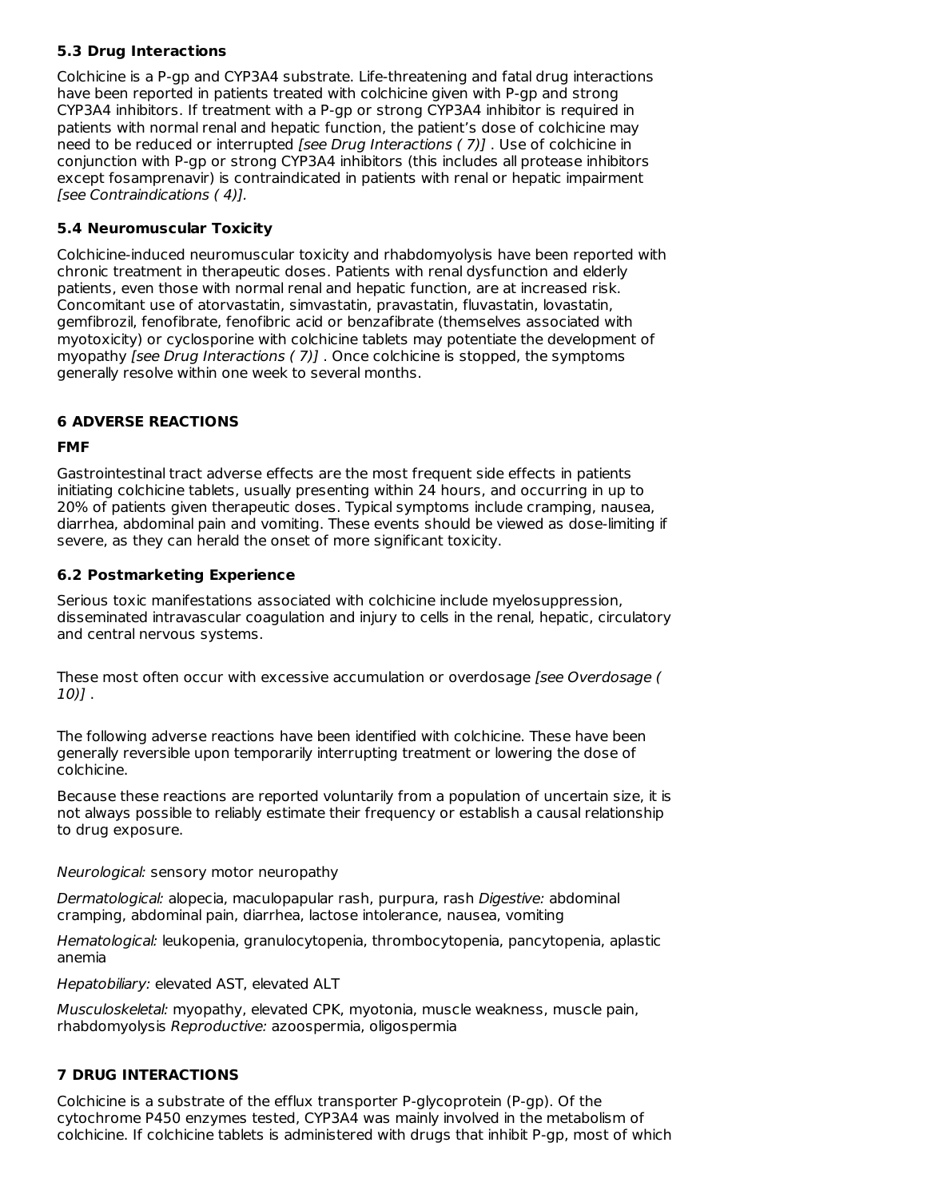### 5.3 Drug Interactions

Colchicine is a P-gp and CYP3A4 substrate. Life-threatening and fatal drug interactions have been reported in patients treated with colchicine given with P-gp and strong CYP3A4 inhibitors. If treatment with a P-gp or strong CYP3A4 inhibitor is required in patients with normal renal and hepatic function, the patient's dose of colchicine may need to be reduced or interrupted *[see Drug Interactions ( 7)]* . Use of colchicine in conjunction with P-gp or strong CYP3A4 inhibitors (this includes all protease inhibitors except fosamprenavir) is contraindicated in patients with renal or hepatic impairment *[see Contraindications ( 4)].*

### 5.4 Neuromuscular Toxicity

Colchicine-induced neuromuscular toxicity and rhabdomyolysis have been reported with chronic treatment in therapeutic doses. Patients with renal dysfunction and elderly patients, even those with normal renal and hepatic function, are at increased risk. Concomitant use of atorvastatin, simvastatin, pravastatin, fluvastatin, lovastatin, gemfibrozil, fenofibrate, fenofibric acid or benzafibrate (themselves associated with myotoxicity) or cyclosporine with colchicine tablets may potentiate the development of myopathy *[see Drug Interactions ( 7)]* . Once colchicine is stopped, the symptoms generally resolve within one week to several months.

## 6 ADVERSE REACTIONS

### FMF

Gastrointestinal tract adverse effects are the most frequent side effects in patients initiating colchicine tablets, usually presenting within 24 hours, and occurring in up to 20% of patients given therapeutic doses. Typical symptoms include cramping, nausea, diarrhea, abdominal pain and vomiting. These events should be viewed as dose-limiting if severe, as they can herald the onset of more significant toxicity.

### 6.2 Postmarketing Experience

Serious toxic manifestations associated with colchicine include myelosuppression, disseminated intravascular coagulation and injury to cells in the renal, hepatic, circulatory and central nervous systems.

These most often occur with excessive accumulation or overdosage *[see Overdosage ( 10)]* .

The following adverse reactions have been identified with colchicine. These have been generally reversible upon temporarily interrupting treatment or lowering the dose of colchicine.

Because these reactions are reported voluntarily from a population of uncertain size, it is not always possible to reliably estimate their frequency or establish a causal relationship to drug exposure.

*Neurological:* sensory motor neuropathy

*Dermatological:* alopecia, maculopapular rash, purpura, rash *Digestive:* abdominal cramping, abdominal pain, diarrhea, lactose intolerance, nausea, vomiting

*Hematological:* leukopenia, granulocytopenia, thrombocytopenia, pancytopenia, aplastic anemia

*Hepatobiliary:* elevated AST, elevated ALT

*Musculoskeletal:* myopathy, elevated CPK, myotonia, muscle weakness, muscle pain, rhabdomyolysis *Reproductive:* azoospermia, oligospermia

## 7 DRUG INTERACTIONS

Colchicine is a substrate of the efflux transporter P-glycoprotein (P-gp). Of the cytochrome P450 enzymes tested, CYP3A4 was mainly involved in the metabolism of colchicine. If colchicine tablets is administered with drugs that inhibit P-gp, most of which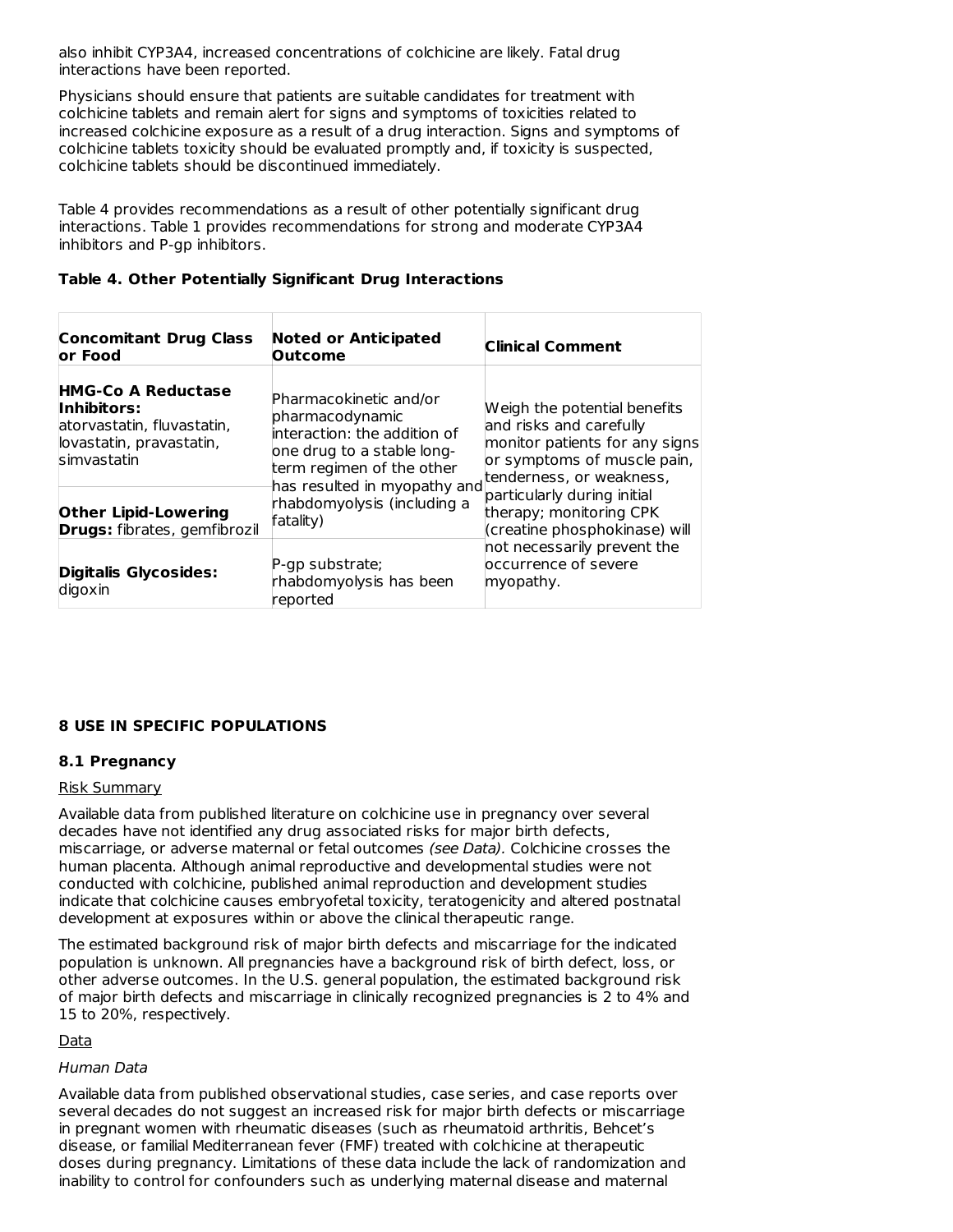also inhibit CYP3A4, increased concentrations of colchicine are likely. Fatal drug interactions have been reported.

Physicians should ensure that patients are suitable candidates for treatment with colchicine tablets and remain alert for signs and symptoms of toxicities related to increased colchicine exposure as a result of a drug interaction. Signs and symptoms of colchicine tablets toxicity should be evaluated promptly and, if toxicity is suspected, colchicine tablets should be discontinued immediately.

Table 4 provides recommendations as a result of other potentially significant drug interactions. Table 1 provides recommendations for strong and moderate CYP3A4 inhibitors and P-gp inhibitors.

**Table 4. Other Potentially Significant Drug Interactions**

| Concomitant Drug Class or Food | Noted or Anticipated Outcome | Clinical Comment |
|---|---|---|
| **HMG-Co A Reductase Inhibitors:** atorvastatin, fluvastatin, lovastatin, pravastatin, simvastatin | Pharmacokinetic and/or pharmacodynamic interaction: the addition of one drug to a stable long-term regimen of the other has resulted in myopathy and rhabdomyolysis (including a fatality) | Weigh the potential benefits and risks and carefully monitor patients for any signs or symptoms of muscle pain, tenderness, or weakness, particularly during initial therapy; monitoring CPK (creatine phosphokinase) will not necessarily prevent the occurrence of severe myopathy. |
| **Other Lipid-Lowering Drugs:** fibrates, gemfibrozil | | |
| **Digitalis Glycosides:** digoxin | P-gp substrate; rhabdomyolysis has been reported | |

## 8 USE IN SPECIFIC POPULATIONS

### 8.1 Pregnancy

Risk Summary

Available data from published literature on colchicine use in pregnancy over several decades have not identified any drug associated risks for major birth defects, miscarriage, or adverse maternal or fetal outcomes *(see Data).* Colchicine crosses the human placenta. Although animal reproductive and developmental studies were not conducted with colchicine, published animal reproduction and development studies indicate that colchicine causes embryofetal toxicity, teratogenicity and altered postnatal development at exposures within or above the clinical therapeutic range.

The estimated background risk of major birth defects and miscarriage for the indicated population is unknown. All pregnancies have a background risk of birth defect, loss, or other adverse outcomes. In the U.S. general population, the estimated background risk of major birth defects and miscarriage in clinically recognized pregnancies is 2 to 4% and 15 to 20%, respectively.

Data

*Human Data*

Available data from published observational studies, case series, and case reports over several decades do not suggest an increased risk for major birth defects or miscarriage in pregnant women with rheumatic diseases (such as rheumatoid arthritis, Behcet's disease, or familial Mediterranean fever (FMF) treated with colchicine at therapeutic doses during pregnancy. Limitations of these data include the lack of randomization and inability to control for confounders such as underlying maternal disease and maternal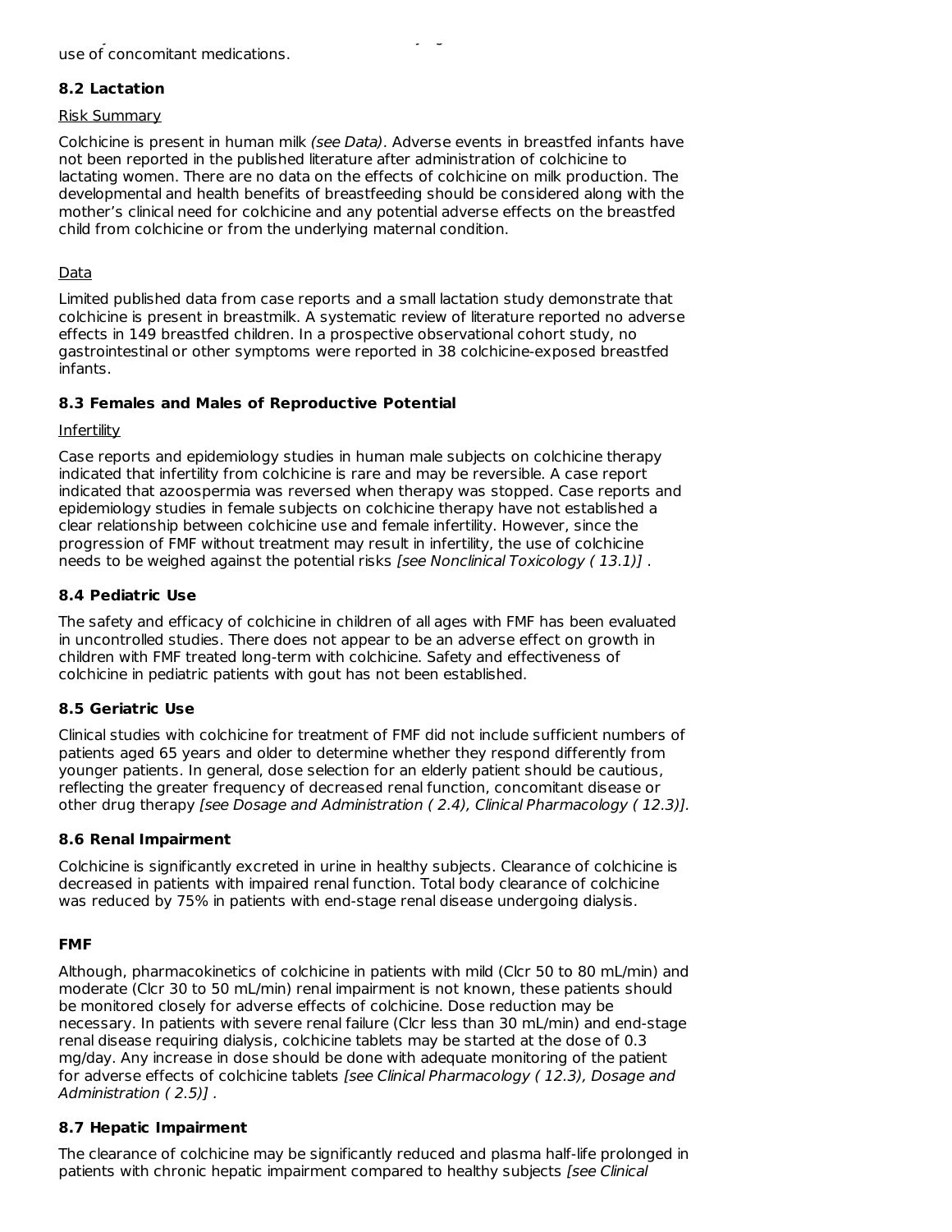use of concomitant medications.

### 8.2 Lactation

Risk Summary

Colchicine is present in human milk *(see Data)*. Adverse events in breastfed infants have not been reported in the published literature after administration of colchicine to lactating women. There are no data on the effects of colchicine on milk production. The developmental and health benefits of breastfeeding should be considered along with the mother's clinical need for colchicine and any potential adverse effects on the breastfed child from colchicine or from the underlying maternal condition.

Data

Limited published data from case reports and a small lactation study demonstrate that colchicine is present in breastmilk. A systematic review of literature reported no adverse effects in 149 breastfed children. In a prospective observational cohort study, no gastrointestinal or other symptoms were reported in 38 colchicine-exposed breastfed infants.

### 8.3 Females and Males of Reproductive Potential

Infertility

Case reports and epidemiology studies in human male subjects on colchicine therapy indicated that infertility from colchicine is rare and may be reversible. A case report indicated that azoospermia was reversed when therapy was stopped. Case reports and epidemiology studies in female subjects on colchicine therapy have not established a clear relationship between colchicine use and female infertility. However, since the progression of FMF without treatment may result in infertility, the use of colchicine needs to be weighed against the potential risks *[see Nonclinical Toxicology ( 13.1)]* .

### 8.4 Pediatric Use

The safety and efficacy of colchicine in children of all ages with FMF has been evaluated in uncontrolled studies. There does not appear to be an adverse effect on growth in children with FMF treated long-term with colchicine. Safety and effectiveness of colchicine in pediatric patients with gout has not been established.

### 8.5 Geriatric Use

Clinical studies with colchicine for treatment of FMF did not include sufficient numbers of patients aged 65 years and older to determine whether they respond differently from younger patients. In general, dose selection for an elderly patient should be cautious, reflecting the greater frequency of decreased renal function, concomitant disease or other drug therapy *[see Dosage and Administration ( 2.4), Clinical Pharmacology ( 12.3)].*

### 8.6 Renal Impairment

Colchicine is significantly excreted in urine in healthy subjects. Clearance of colchicine is decreased in patients with impaired renal function. Total body clearance of colchicine was reduced by 75% in patients with end-stage renal disease undergoing dialysis.

**FMF**

Although, pharmacokinetics of colchicine in patients with mild (Clcr 50 to 80 mL/min) and moderate (Clcr 30 to 50 mL/min) renal impairment is not known, these patients should be monitored closely for adverse effects of colchicine. Dose reduction may be necessary. In patients with severe renal failure (Clcr less than 30 mL/min) and end-stage renal disease requiring dialysis, colchicine tablets may be started at the dose of 0.3 mg/day. Any increase in dose should be done with adequate monitoring of the patient for adverse effects of colchicine tablets *[see Clinical Pharmacology ( 12.3), Dosage and Administration ( 2.5)]* .

### 8.7 Hepatic Impairment

The clearance of colchicine may be significantly reduced and plasma half-life prolonged in patients with chronic hepatic impairment compared to healthy subjects *[see Clinical*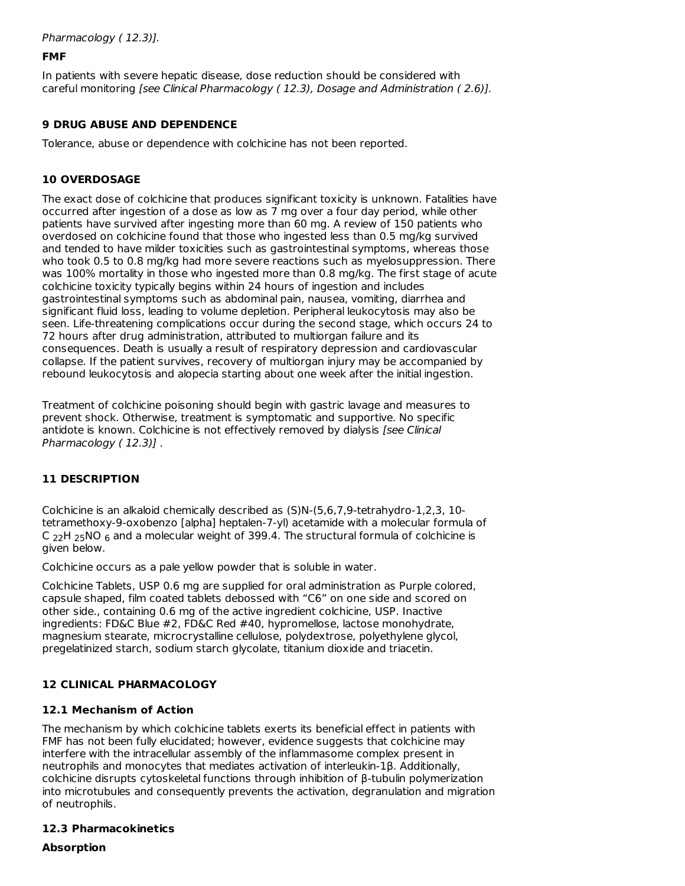*Pharmacology ( 12.3)].*

**FMF**

In patients with severe hepatic disease, dose reduction should be considered with careful monitoring *[see Clinical Pharmacology ( 12.3), Dosage and Administration ( 2.6)].*

## 9 DRUG ABUSE AND DEPENDENCE

Tolerance, abuse or dependence with colchicine has not been reported.

## 10 OVERDOSAGE

The exact dose of colchicine that produces significant toxicity is unknown. Fatalities have occurred after ingestion of a dose as low as 7 mg over a four day period, while other patients have survived after ingesting more than 60 mg. A review of 150 patients who overdosed on colchicine found that those who ingested less than 0.5 mg/kg survived and tended to have milder toxicities such as gastrointestinal symptoms, whereas those who took 0.5 to 0.8 mg/kg had more severe reactions such as myelosuppression. There was 100% mortality in those who ingested more than 0.8 mg/kg. The first stage of acute colchicine toxicity typically begins within 24 hours of ingestion and includes gastrointestinal symptoms such as abdominal pain, nausea, vomiting, diarrhea and significant fluid loss, leading to volume depletion. Peripheral leukocytosis may also be seen. Life-threatening complications occur during the second stage, which occurs 24 to 72 hours after drug administration, attributed to multiorgan failure and its consequences. Death is usually a result of respiratory depression and cardiovascular collapse. If the patient survives, recovery of multiorgan injury may be accompanied by rebound leukocytosis and alopecia starting about one week after the initial ingestion.

Treatment of colchicine poisoning should begin with gastric lavage and measures to prevent shock. Otherwise, treatment is symptomatic and supportive. No specific antidote is known. Colchicine is not effectively removed by dialysis *[see Clinical Pharmacology ( 12.3)]* .

## 11 DESCRIPTION

Colchicine is an alkaloid chemically described as (S)N-(5,6,7,9-tetrahydro-1,2,3, 10-tetramethoxy-9-oxobenzo [alpha] heptalen-7-yl) acetamide with a molecular formula of $C_{22}H_{25}NO_6$ and a molecular weight of 399.4. The structural formula of colchicine is given below.

Colchicine occurs as a pale yellow powder that is soluble in water.

Colchicine Tablets, USP 0.6 mg are supplied for oral administration as Purple colored, capsule shaped, film coated tablets debossed with "C6" on one side and scored on other side., containing 0.6 mg of the active ingredient colchicine, USP. Inactive ingredients: FD&C Blue #2, FD&C Red #40, hypromellose, lactose monohydrate, magnesium stearate, microcrystalline cellulose, polydextrose, polyethylene glycol, pregelatinized starch, sodium starch glycolate, titanium dioxide and triacetin.

## 12 CLINICAL PHARMACOLOGY

### 12.1 Mechanism of Action

The mechanism by which colchicine tablets exerts its beneficial effect in patients with FMF has not been fully elucidated; however, evidence suggests that colchicine may interfere with the intracellular assembly of the inflammasome complex present in neutrophils and monocytes that mediates activation of interleukin-1β. Additionally, colchicine disrupts cytoskeletal functions through inhibition of β-tubulin polymerization into microtubules and consequently prevents the activation, degranulation and migration of neutrophils.

### 12.3 Pharmacokinetics

**Absorption**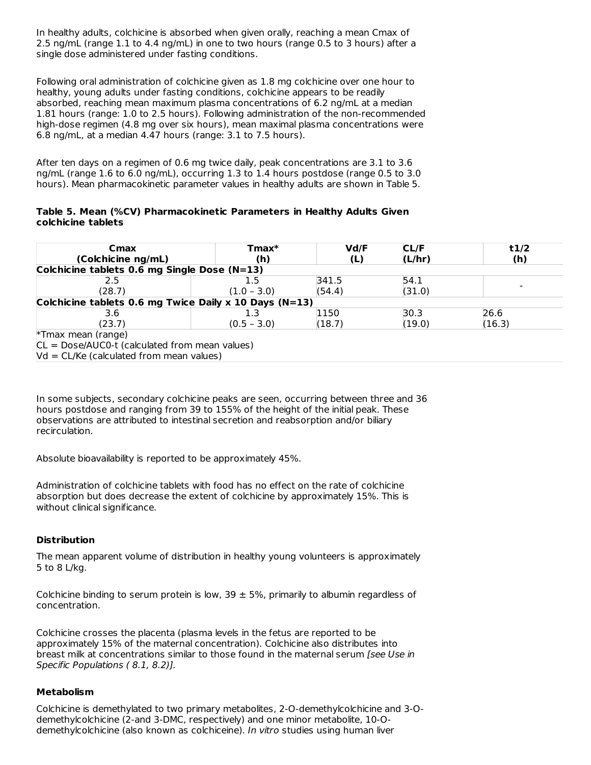In healthy adults, colchicine is absorbed when given orally, reaching a mean Cmax of 2.5 ng/mL (range 1.1 to 4.4 ng/mL) in one to two hours (range 0.5 to 3 hours) after a single dose administered under fasting conditions.

Following oral administration of colchicine given as 1.8 mg colchicine over one hour to healthy, young adults under fasting conditions, colchicine appears to be readily absorbed, reaching mean maximum plasma concentrations of 6.2 ng/mL at a median 1.81 hours (range: 1.0 to 2.5 hours). Following administration of the non-recommended high-dose regimen (4.8 mg over six hours), mean maximal plasma concentrations were 6.8 ng/mL, at a median 4.47 hours (range: 3.1 to 7.5 hours).

After ten days on a regimen of 0.6 mg twice daily, peak concentrations are 3.1 to 3.6 ng/mL (range 1.6 to 6.0 ng/mL), occurring 1.3 to 1.4 hours postdose (range 0.5 to 3.0 hours). Mean pharmacokinetic parameter values in healthy adults are shown in Table 5.

**Table 5. Mean (%CV) Pharmacokinetic Parameters in Healthy Adults Given colchicine tablets**

| Cmax (Colchicine ng/mL) | Tmax* (h) | Vd/F (L) | CL/F (L/hr) | t1/2 (h) |
|---|---|---|---|---|
| **Colchicine tablets 0.6 mg Single Dose (N=13)** | | | | |
| 2.5 (28.7) | 1.5 (1.0 – 3.0) | 341.5 (54.4) | 54.1 (31.0) | - |
| **Colchicine tablets 0.6 mg Twice Daily x 10 Days (N=13)** | | | | |
| 3.6 (23.7) | 1.3 (0.5 – 3.0) | 1150 (18.7) | 30.3 (19.0) | 26.6 (16.3) |

*Tmax mean (range)
CL = Dose/AUC0-t (calculated from mean values)
Vd = CL/Ke (calculated from mean values)

In some subjects, secondary colchicine peaks are seen, occurring between three and 36 hours postdose and ranging from 39 to 155% of the height of the initial peak. These observations are attributed to intestinal secretion and reabsorption and/or biliary recirculation.

Absolute bioavailability is reported to be approximately 45%.

Administration of colchicine tablets with food has no effect on the rate of colchicine absorption but does decrease the extent of colchicine by approximately 15%. This is without clinical significance.

### Distribution

The mean apparent volume of distribution in healthy young volunteers is approximately 5 to 8 L/kg.

Colchicine binding to serum protein is low, 39 ± 5%, primarily to albumin regardless of concentration.

Colchicine crosses the placenta (plasma levels in the fetus are reported to be approximately 15% of the maternal concentration). Colchicine also distributes into breast milk at concentrations similar to those found in the maternal serum *[see Use in Specific Populations ( 8.1, 8.2)]*.

### Metabolism

Colchicine is demethylated to two primary metabolites, 2-O-demethylcolchicine and 3-O-demethylcolchicine (2-and 3-DMC, respectively) and one minor metabolite, 10-O-demethylcolchicine (also known as colchiceine). *In vitro* studies using human liver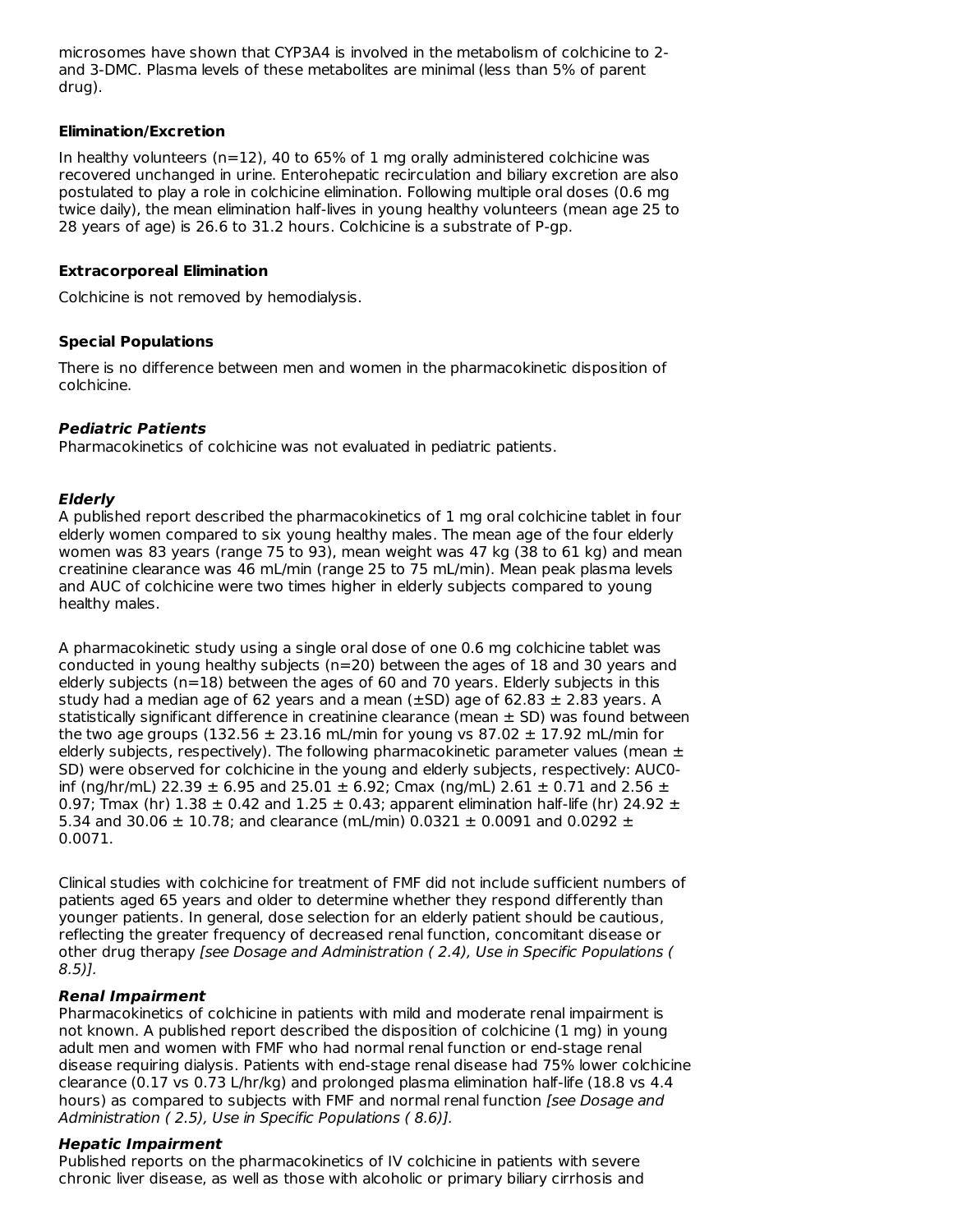microsomes have shown that CYP3A4 is involved in the metabolism of colchicine to 2- and 3-DMC. Plasma levels of these metabolites are minimal (less than 5% of parent drug).

**Elimination/Excretion**

In healthy volunteers (n=12), 40 to 65% of 1 mg orally administered colchicine was recovered unchanged in urine. Enterohepatic recirculation and biliary excretion are also postulated to play a role in colchicine elimination. Following multiple oral doses (0.6 mg twice daily), the mean elimination half-lives in young healthy volunteers (mean age 25 to 28 years of age) is 26.6 to 31.2 hours. Colchicine is a substrate of P-gp.

**Extracorporeal Elimination**

Colchicine is not removed by hemodialysis.

**Special Populations**

There is no difference between men and women in the pharmacokinetic disposition of colchicine.

***Pediatric Patients***

Pharmacokinetics of colchicine was not evaluated in pediatric patients.

***Elderly***

A published report described the pharmacokinetics of 1 mg oral colchicine tablet in four elderly women compared to six young healthy males. The mean age of the four elderly women was 83 years (range 75 to 93), mean weight was 47 kg (38 to 61 kg) and mean creatinine clearance was 46 mL/min (range 25 to 75 mL/min). Mean peak plasma levels and AUC of colchicine were two times higher in elderly subjects compared to young healthy males.

A pharmacokinetic study using a single oral dose of one 0.6 mg colchicine tablet was conducted in young healthy subjects (n=20) between the ages of 18 and 30 years and elderly subjects (n=18) between the ages of 60 and 70 years. Elderly subjects in this study had a median age of 62 years and a mean (±SD) age of 62.83 ± 2.83 years. A statistically significant difference in creatinine clearance (mean ± SD) was found between the two age groups (132.56 ± 23.16 mL/min for young vs 87.02 ± 17.92 mL/min for elderly subjects, respectively). The following pharmacokinetic parameter values (mean ± SD) were observed for colchicine in the young and elderly subjects, respectively: AUC0-inf (ng/hr/mL) 22.39 ± 6.95 and 25.01 ± 6.92; Cmax (ng/mL) 2.61 ± 0.71 and 2.56 ± 0.97; Tmax (hr) 1.38 ± 0.42 and 1.25 ± 0.43; apparent elimination half-life (hr) 24.92 ± 5.34 and 30.06 ± 10.78; and clearance (mL/min) 0.0321 ± 0.0091 and 0.0292 ± 0.0071.

Clinical studies with colchicine for treatment of FMF did not include sufficient numbers of patients aged 65 years and older to determine whether they respond differently than younger patients. In general, dose selection for an elderly patient should be cautious, reflecting the greater frequency of decreased renal function, concomitant disease or other drug therapy *[see Dosage and Administration ( 2.4), Use in Specific Populations ( 8.5)].*

***Renal Impairment***

Pharmacokinetics of colchicine in patients with mild and moderate renal impairment is not known. A published report described the disposition of colchicine (1 mg) in young adult men and women with FMF who had normal renal function or end-stage renal disease requiring dialysis. Patients with end-stage renal disease had 75% lower colchicine clearance (0.17 vs 0.73 L/hr/kg) and prolonged plasma elimination half-life (18.8 vs 4.4 hours) as compared to subjects with FMF and normal renal function *[see Dosage and Administration ( 2.5), Use in Specific Populations ( 8.6)].*

***Hepatic Impairment***

Published reports on the pharmacokinetics of IV colchicine in patients with severe chronic liver disease, as well as those with alcoholic or primary biliary cirrhosis and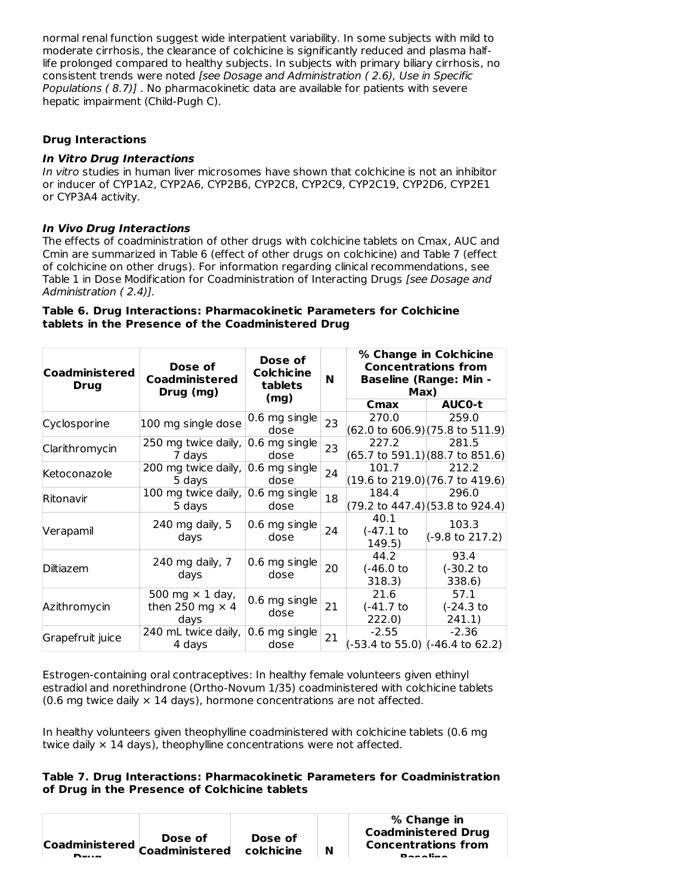normal renal function suggest wide interpatient variability. In some subjects with mild to moderate cirrhosis, the clearance of colchicine is significantly reduced and plasma half-life prolonged compared to healthy subjects. In subjects with primary biliary cirrhosis, no consistent trends were noted *[see Dosage and Administration ( 2.6), Use in Specific Populations ( 8.7)]* . No pharmacokinetic data are available for patients with severe hepatic impairment (Child-Pugh C).

**Drug Interactions**

***In Vitro Drug Interactions***

*In vitro* studies in human liver microsomes have shown that colchicine is not an inhibitor or inducer of CYP1A2, CYP2A6, CYP2B6, CYP2C8, CYP2C9, CYP2C19, CYP2D6, CYP2E1 or CYP3A4 activity.

***In Vivo Drug Interactions***

The effects of coadministration of other drugs with colchicine tablets on Cmax, AUC and Cmin are summarized in Table 6 (effect of other drugs on colchicine) and Table 7 (effect of colchicine on other drugs). For information regarding clinical recommendations, see Table 1 in Dose Modification for Coadministration of Interacting Drugs *[see Dosage and Administration ( 2.4)]*.

**Table 6. Drug Interactions: Pharmacokinetic Parameters for Colchicine tablets in the Presence of the Coadministered Drug**

| Coadministered Drug | Dose of Coadministered Drug (mg) | Dose of Colchicine tablets (mg) | N | % Change in Colchicine Concentrations from Baseline (Range: Min - Max) | |
|---|---|---|---|---|---|
| | | | | **Cmax** | **AUC0-t** |
| Cyclosporine | 100 mg single dose | 0.6 mg single dose | 23 | 270.0 (62.0 to 606.9) | 259.0 (75.8 to 511.9) |
| Clarithromycin | 250 mg twice daily, 7 days | 0.6 mg single dose | 23 | 227.2 (65.7 to 591.1) | 281.5 (88.7 to 851.6) |
| Ketoconazole | 200 mg twice daily, 5 days | 0.6 mg single dose | 24 | 101.7 (19.6 to 219.0) | 212.2 (76.7 to 419.6) |
| Ritonavir | 100 mg twice daily, 5 days | 0.6 mg single dose | 18 | 184.4 (79.2 to 447.4) | 296.0 (53.8 to 924.4) |
| Verapamil | 240 mg daily, 5 days | 0.6 mg single dose | 24 | 40.1 (-47.1 to 149.5) | 103.3 (-9.8 to 217.2) |
| Diltiazem | 240 mg daily, 7 days | 0.6 mg single dose | 20 | 44.2 (-46.0 to 318.3) | 93.4 (-30.2 to 338.6) |
| Azithromycin | 500 mg × 1 day, then 250 mg × 4 days | 0.6 mg single dose | 21 | 21.6 (-41.7 to 222.0) | 57.1 (-24.3 to 241.1) |
| Grapefruit juice | 240 mL twice daily, 4 days | 0.6 mg single dose | 21 | -2.55 (-53.4 to 55.0) | -2.36 (-46.4 to 62.2) |

Estrogen-containing oral contraceptives: In healthy female volunteers given ethinyl estradiol and norethindrone (Ortho-Novum 1/35) coadministered with colchicine tablets (0.6 mg twice daily × 14 days), hormone concentrations are not affected.

In healthy volunteers given theophylline coadministered with colchicine tablets (0.6 mg twice daily × 14 days), theophylline concentrations were not affected.

**Table 7. Drug Interactions: Pharmacokinetic Parameters for Coadministration of Drug in the Presence of Colchicine tablets**

| Coadministered Drug | Dose of Coadministered | Dose of colchicine | N | % Change in Coadministered Drug Concentrations from Baseline |
|---|---|---|---|---|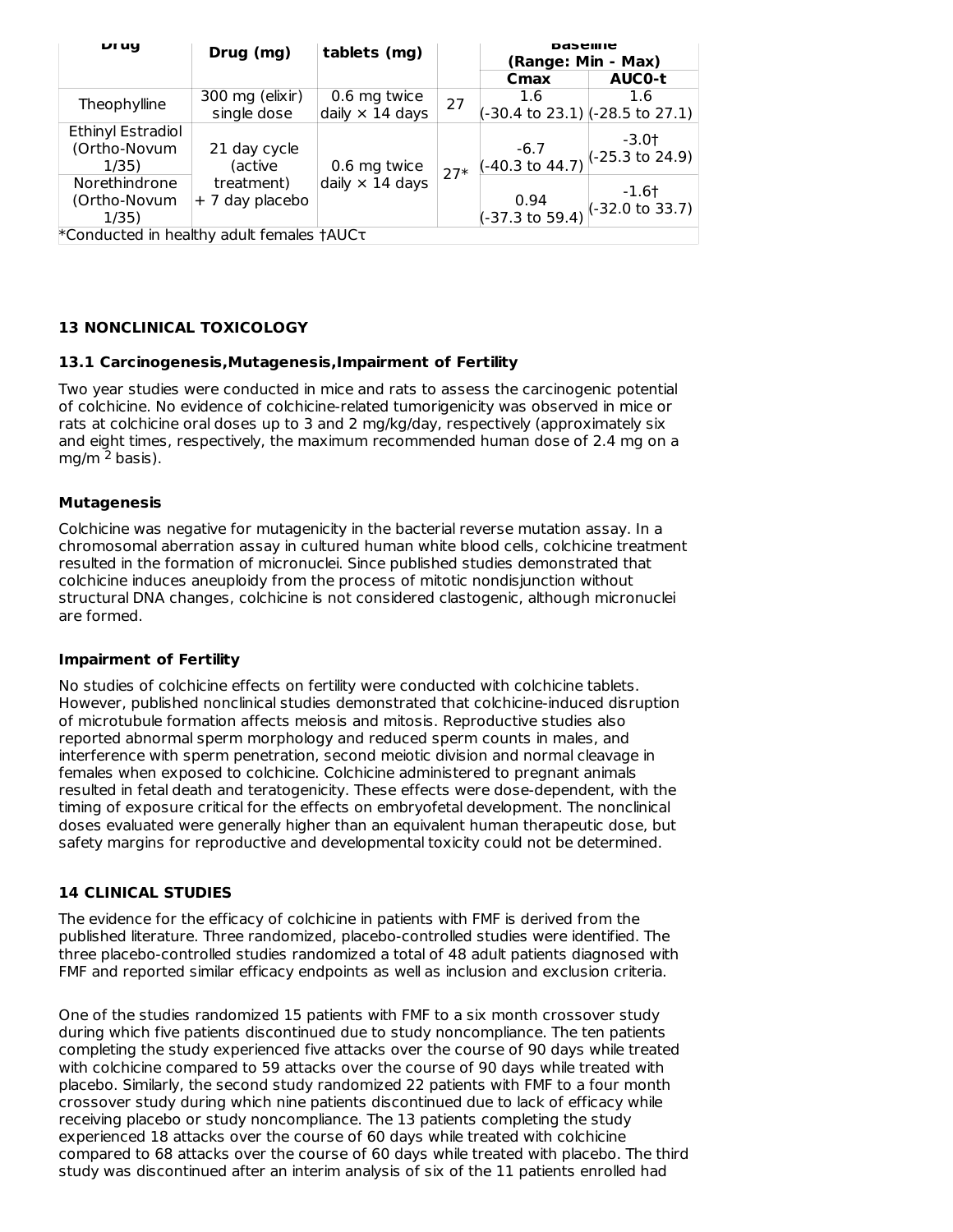| Drug | Drug (mg) | tablets (mg) | | Baseline (Range: Min - Max) | |
|---|---|---|---|---|---|
| | | | | Cmax | AUC0-t |
| Theophylline | 300 mg (elixir) single dose | 0.6 mg twice daily × 14 days | 27 | 1.6 (-30.4 to 23.1) | 1.6 (-28.5 to 27.1) |
| Ethinyl Estradiol (Ortho-Novum 1/35) | 21 day cycle (active treatment) + 7 day placebo | 0.6 mg twice daily × 14 days | 27* | -6.7 (-40.3 to 44.7) | -3.0† (-25.3 to 24.9) |
| Norethindrone (Ortho-Novum 1/35) | | | | 0.94 (-37.3 to 59.4) | -1.6† (-32.0 to 33.7) |

*Conducted in healthy adult females †AUCτ

## 13 NONCLINICAL TOXICOLOGY

### 13.1 Carcinogenesis,Mutagenesis,Impairment of Fertility

Two year studies were conducted in mice and rats to assess the carcinogenic potential of colchicine. No evidence of colchicine-related tumorigenicity was observed in mice or rats at colchicine oral doses up to 3 and 2 mg/kg/day, respectively (approximately six and eight times, respectively, the maximum recommended human dose of 2.4 mg on a $mg/m^2$ basis).

**Mutagenesis**

Colchicine was negative for mutagenicity in the bacterial reverse mutation assay. In a chromosomal aberration assay in cultured human white blood cells, colchicine treatment resulted in the formation of micronuclei. Since published studies demonstrated that colchicine induces aneuploidy from the process of mitotic nondisjunction without structural DNA changes, colchicine is not considered clastogenic, although micronuclei are formed.

**Impairment of Fertility**

No studies of colchicine effects on fertility were conducted with colchicine tablets. However, published nonclinical studies demonstrated that colchicine-induced disruption of microtubule formation affects meiosis and mitosis. Reproductive studies also reported abnormal sperm morphology and reduced sperm counts in males, and interference with sperm penetration, second meiotic division and normal cleavage in females when exposed to colchicine. Colchicine administered to pregnant animals resulted in fetal death and teratogenicity. These effects were dose-dependent, with the timing of exposure critical for the effects on embryofetal development. The nonclinical doses evaluated were generally higher than an equivalent human therapeutic dose, but safety margins for reproductive and developmental toxicity could not be determined.

## 14 CLINICAL STUDIES

The evidence for the efficacy of colchicine in patients with FMF is derived from the published literature. Three randomized, placebo-controlled studies were identified. The three placebo-controlled studies randomized a total of 48 adult patients diagnosed with FMF and reported similar efficacy endpoints as well as inclusion and exclusion criteria.

One of the studies randomized 15 patients with FMF to a six month crossover study during which five patients discontinued due to study noncompliance. The ten patients completing the study experienced five attacks over the course of 90 days while treated with colchicine compared to 59 attacks over the course of 90 days while treated with placebo. Similarly, the second study randomized 22 patients with FMF to a four month crossover study during which nine patients discontinued due to lack of efficacy while receiving placebo or study noncompliance. The 13 patients completing the study experienced 18 attacks over the course of 60 days while treated with colchicine compared to 68 attacks over the course of 60 days while treated with placebo. The third study was discontinued after an interim analysis of six of the 11 patients enrolled had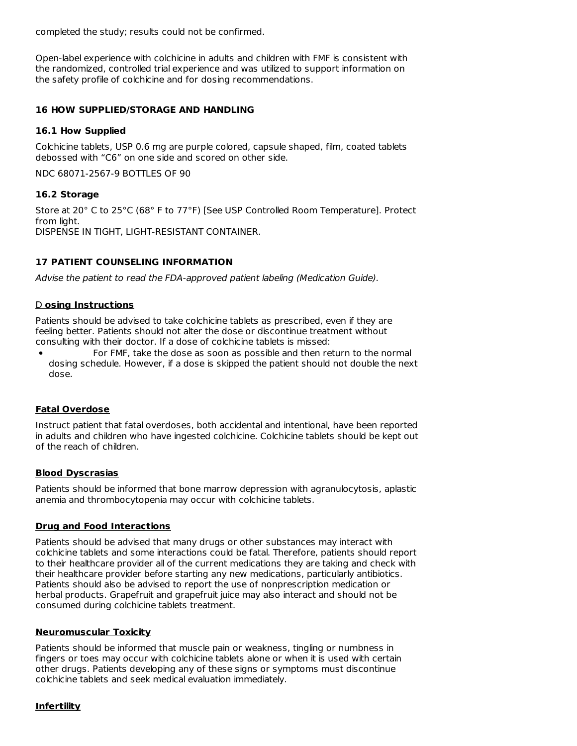completed the study; results could not be confirmed.

Open-label experience with colchicine in adults and children with FMF is consistent with the randomized, controlled trial experience and was utilized to support information on the safety profile of colchicine and for dosing recommendations.

## 16 HOW SUPPLIED/STORAGE AND HANDLING

### 16.1 How Supplied

Colchicine tablets, USP 0.6 mg are purple colored, capsule shaped, film, coated tablets debossed with “C6” on one side and scored on other side.

NDC 68071-2567-9 BOTTLES OF 90

### 16.2 Storage

Store at 20° C to 25°C (68° F to 77°F) [See USP Controlled Room Temperature]. Protect from light.
DISPENSE IN TIGHT, LIGHT-RESISTANT CONTAINER.

## 17 PATIENT COUNSELING INFORMATION

*Advise the patient to read the FDA-approved patient labeling (Medication Guide).*

**D osing Instructions**

Patients should be advised to take colchicine tablets as prescribed, even if they are feeling better. Patients should not alter the dose or discontinue treatment without consulting with their doctor. If a dose of colchicine tablets is missed:

- For FMF, take the dose as soon as possible and then return to the normal dosing schedule. However, if a dose is skipped the patient should not double the next dose.

**Fatal Overdose**

Instruct patient that fatal overdoses, both accidental and intentional, have been reported in adults and children who have ingested colchicine. Colchicine tablets should be kept out of the reach of children.

**Blood Dyscrasias**

Patients should be informed that bone marrow depression with agranulocytosis, aplastic anemia and thrombocytopenia may occur with colchicine tablets.

**Drug and Food Interactions**

Patients should be advised that many drugs or other substances may interact with colchicine tablets and some interactions could be fatal. Therefore, patients should report to their healthcare provider all of the current medications they are taking and check with their healthcare provider before starting any new medications, particularly antibiotics. Patients should also be advised to report the use of nonprescription medication or herbal products. Grapefruit and grapefruit juice may also interact and should not be consumed during colchicine tablets treatment.

**Neuromuscular Toxicity**

Patients should be informed that muscle pain or weakness, tingling or numbness in fingers or toes may occur with colchicine tablets alone or when it is used with certain other drugs. Patients developing any of these signs or symptoms must discontinue colchicine tablets and seek medical evaluation immediately.

**Infertility**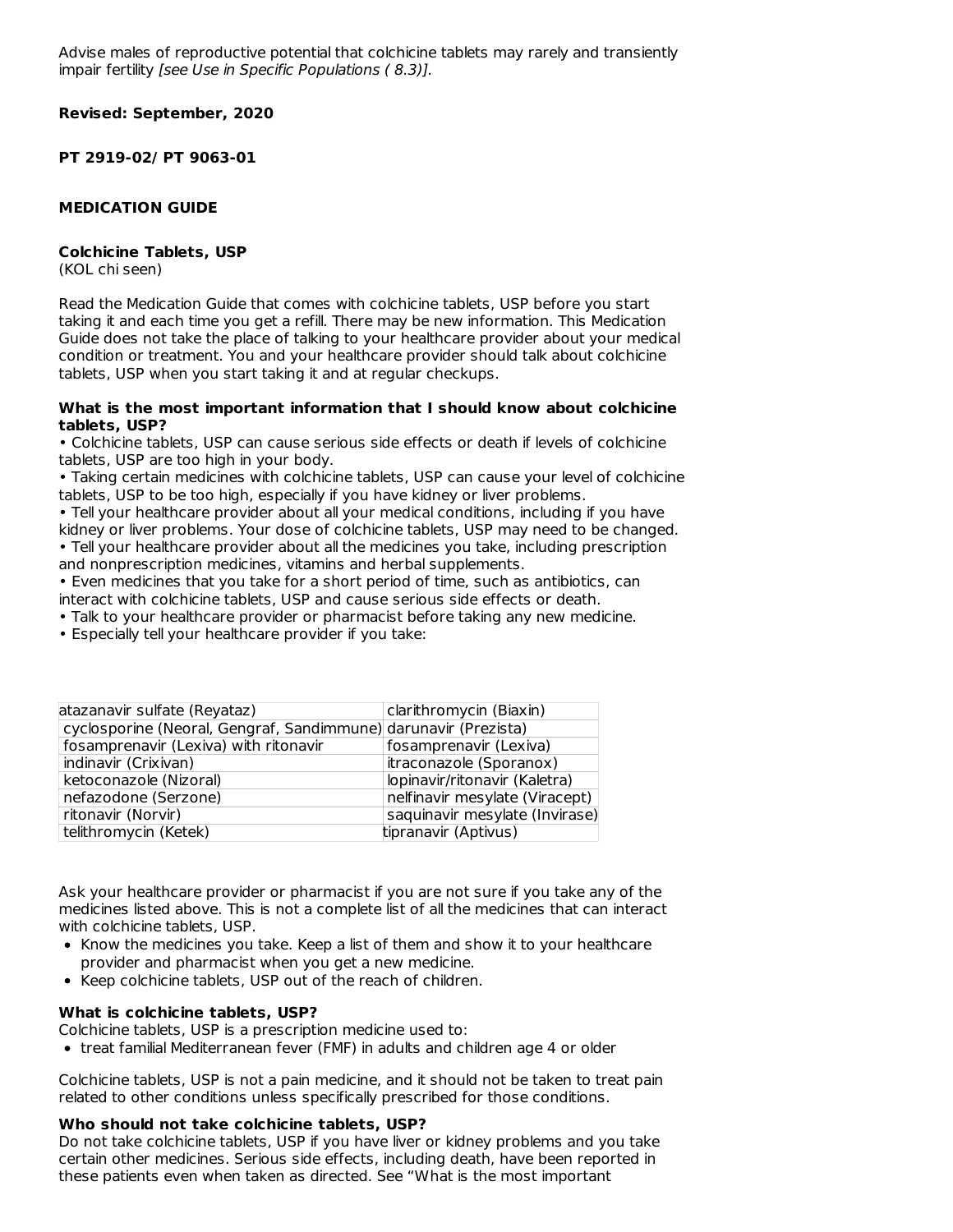Advise males of reproductive potential that colchicine tablets may rarely and transiently impair fertility *[see Use in Specific Populations ( 8.3)].*

**Revised: September, 2020**

**PT 2919-02/ PT 9063-01**

## MEDICATION GUIDE

**Colchicine Tablets, USP**
(KOL chi seen)

Read the Medication Guide that comes with colchicine tablets, USP before you start taking it and each time you get a refill. There may be new information. This Medication Guide does not take the place of talking to your healthcare provider about your medical condition or treatment. You and your healthcare provider should talk about colchicine tablets, USP when you start taking it and at regular checkups.

### What is the most important information that I should know about colchicine tablets, USP?

• Colchicine tablets, USP can cause serious side effects or death if levels of colchicine tablets, USP are too high in your body.
• Taking certain medicines with colchicine tablets, USP can cause your level of colchicine tablets, USP to be too high, especially if you have kidney or liver problems.
• Tell your healthcare provider about all your medical conditions, including if you have kidney or liver problems. Your dose of colchicine tablets, USP may need to be changed.
• Tell your healthcare provider about all the medicines you take, including prescription and nonprescription medicines, vitamins and herbal supplements.
• Even medicines that you take for a short period of time, such as antibiotics, can interact with colchicine tablets, USP and cause serious side effects or death.
• Talk to your healthcare provider or pharmacist before taking any new medicine.
• Especially tell your healthcare provider if you take:

| | |
|---|---|
| atazanavir sulfate (Reyataz) | clarithromycin (Biaxin) |
| cyclosporine (Neoral, Gengraf, Sandimmune) | darunavir (Prezista) |
| fosamprenavir (Lexiva) with ritonavir | fosamprenavir (Lexiva) |
| indinavir (Crixivan) | itraconazole (Sporanox) |
| ketoconazole (Nizoral) | lopinavir/ritonavir (Kaletra) |
| nefazodone (Serzone) | nelfinavir mesylate (Viracept) |
| ritonavir (Norvir) | saquinavir mesylate (Invirase) |
| telithromycin (Ketek) | tipranavir (Aptivus) |

Ask your healthcare provider or pharmacist if you are not sure if you take any of the medicines listed above. This is not a complete list of all the medicines that can interact with colchicine tablets, USP.

- Know the medicines you take. Keep a list of them and show it to your healthcare provider and pharmacist when you get a new medicine.
- Keep colchicine tablets, USP out of the reach of children.

### What is colchicine tablets, USP?

Colchicine tablets, USP is a prescription medicine used to:

- treat familial Mediterranean fever (FMF) in adults and children age 4 or older

Colchicine tablets, USP is not a pain medicine, and it should not be taken to treat pain related to other conditions unless specifically prescribed for those conditions.

### Who should not take colchicine tablets, USP?

Do not take colchicine tablets, USP if you have liver or kidney problems and you take certain other medicines. Serious side effects, including death, have been reported in these patients even when taken as directed. See "What is the most important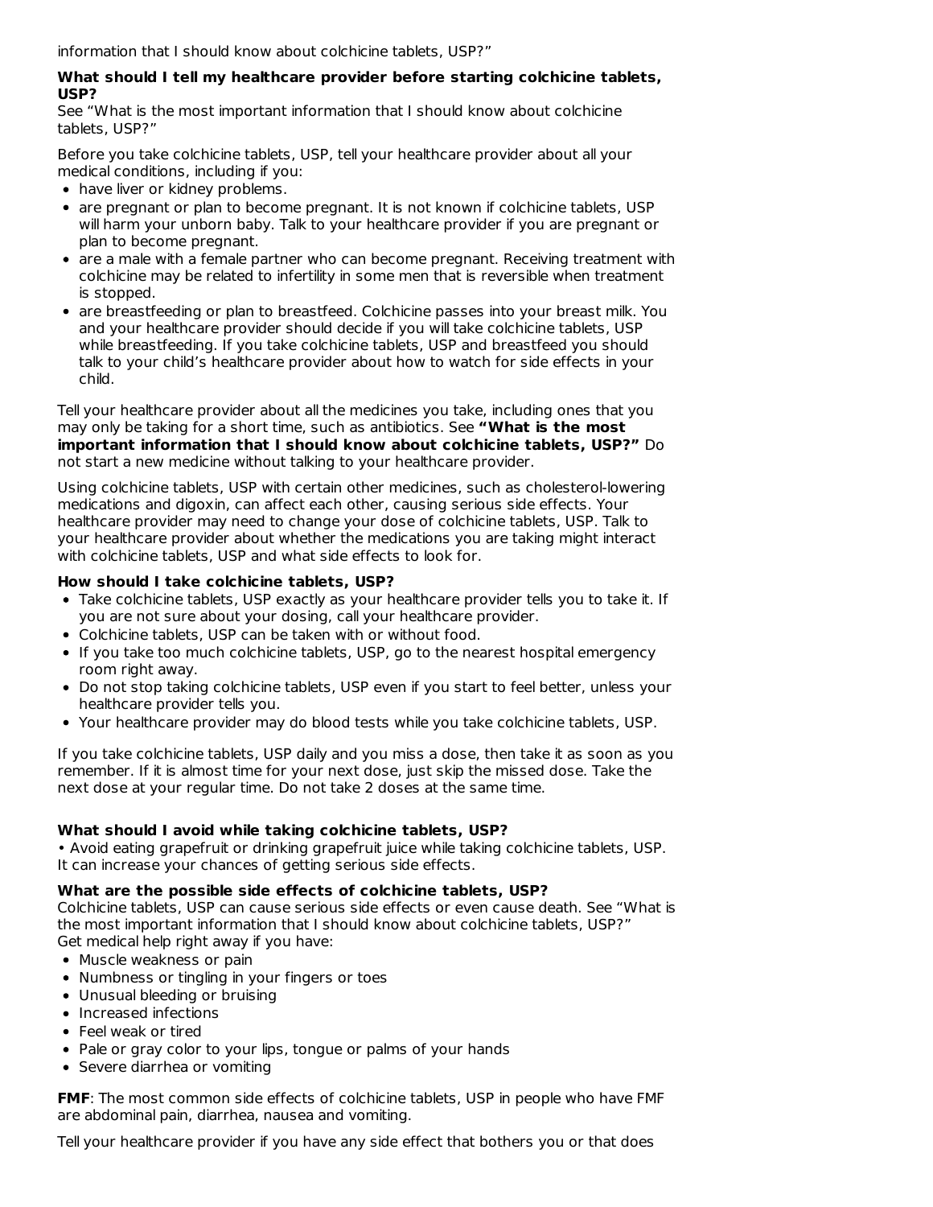information that I should know about colchicine tablets, USP?"

**What should I tell my healthcare provider before starting colchicine tablets, USP?**

See "What is the most important information that I should know about colchicine tablets, USP?"

Before you take colchicine tablets, USP, tell your healthcare provider about all your medical conditions, including if you:

- have liver or kidney problems.
- are pregnant or plan to become pregnant. It is not known if colchicine tablets, USP will harm your unborn baby. Talk to your healthcare provider if you are pregnant or plan to become pregnant.
- are a male with a female partner who can become pregnant. Receiving treatment with colchicine may be related to infertility in some men that is reversible when treatment is stopped.
- are breastfeeding or plan to breastfeed. Colchicine passes into your breast milk. You and your healthcare provider should decide if you will take colchicine tablets, USP while breastfeeding. If you take colchicine tablets, USP and breastfeed you should talk to your child's healthcare provider about how to watch for side effects in your child.

Tell your healthcare provider about all the medicines you take, including ones that you may only be taking for a short time, such as antibiotics. See **"What is the most important information that I should know about colchicine tablets, USP?"** Do not start a new medicine without talking to your healthcare provider.

Using colchicine tablets, USP with certain other medicines, such as cholesterol-lowering medications and digoxin, can affect each other, causing serious side effects. Your healthcare provider may need to change your dose of colchicine tablets, USP. Talk to your healthcare provider about whether the medications you are taking might interact with colchicine tablets, USP and what side effects to look for.

**How should I take colchicine tablets, USP?**

- Take colchicine tablets, USP exactly as your healthcare provider tells you to take it. If you are not sure about your dosing, call your healthcare provider.
- Colchicine tablets, USP can be taken with or without food.
- If you take too much colchicine tablets, USP, go to the nearest hospital emergency room right away.
- Do not stop taking colchicine tablets, USP even if you start to feel better, unless your healthcare provider tells you.
- Your healthcare provider may do blood tests while you take colchicine tablets, USP.

If you take colchicine tablets, USP daily and you miss a dose, then take it as soon as you remember. If it is almost time for your next dose, just skip the missed dose. Take the next dose at your regular time. Do not take 2 doses at the same time.

**What should I avoid while taking colchicine tablets, USP?**

• Avoid eating grapefruit or drinking grapefruit juice while taking colchicine tablets, USP. It can increase your chances of getting serious side effects.

**What are the possible side effects of colchicine tablets, USP?**

Colchicine tablets, USP can cause serious side effects or even cause death. See "What is the most important information that I should know about colchicine tablets, USP?"
Get medical help right away if you have:

- Muscle weakness or pain
- Numbness or tingling in your fingers or toes
- Unusual bleeding or bruising
- Increased infections
- Feel weak or tired
- Pale or gray color to your lips, tongue or palms of your hands
- Severe diarrhea or vomiting

**FMF**: The most common side effects of colchicine tablets, USP in people who have FMF are abdominal pain, diarrhea, nausea and vomiting.

Tell your healthcare provider if you have any side effect that bothers you or that does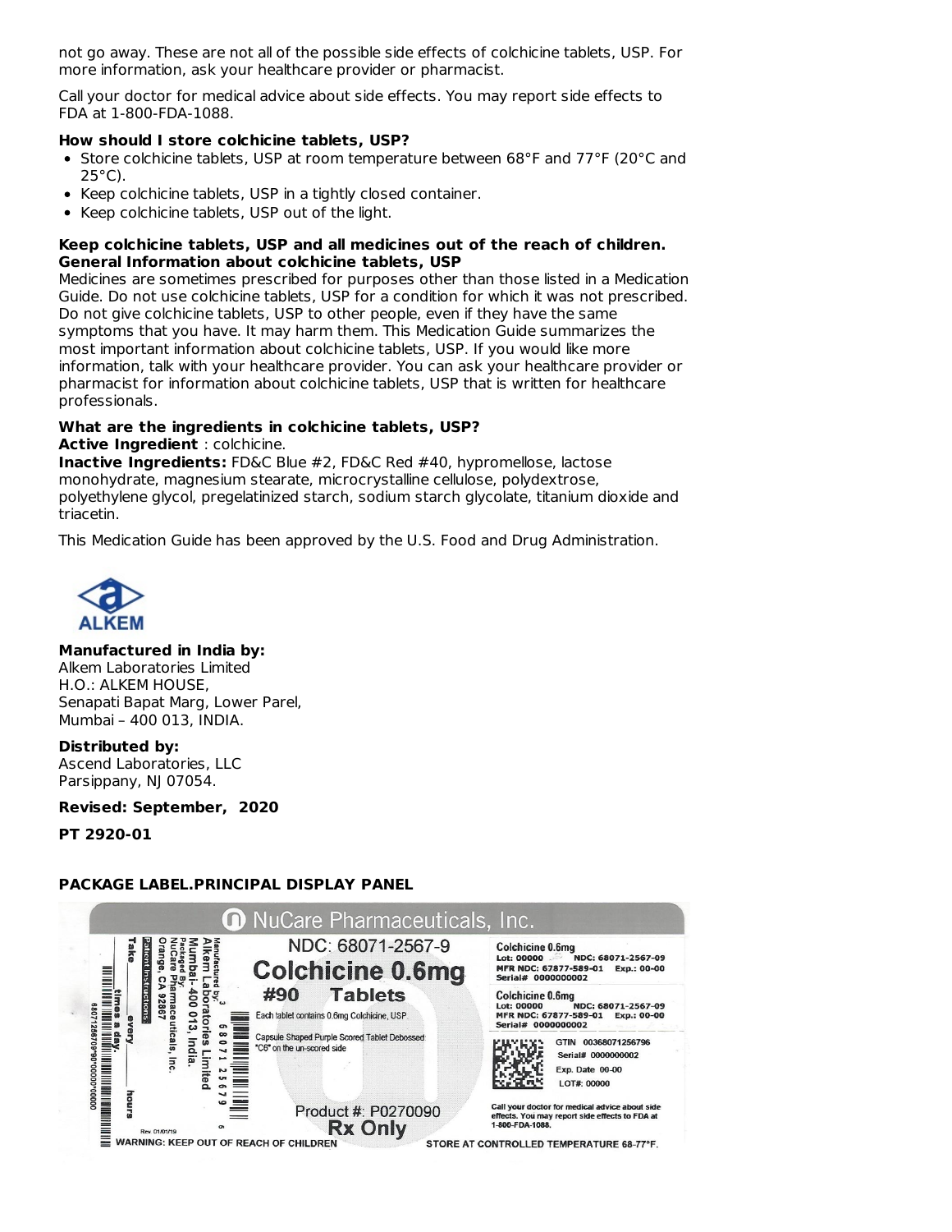not go away. These are not all of the possible side effects of colchicine tablets, USP. For more information, ask your healthcare provider or pharmacist.

Call your doctor for medical advice about side effects. You may report side effects to FDA at 1-800-FDA-1088.

**How should I store colchicine tablets, USP?**

- Store colchicine tablets, USP at room temperature between 68°F and 77°F (20°C and 25°C).
- Keep colchicine tablets, USP in a tightly closed container.
- Keep colchicine tablets, USP out of the light.

**Keep colchicine tablets, USP and all medicines out of the reach of children.**
**General Information about colchicine tablets, USP**

Medicines are sometimes prescribed for purposes other than those listed in a Medication Guide. Do not use colchicine tablets, USP for a condition for which it was not prescribed. Do not give colchicine tablets, USP to other people, even if they have the same symptoms that you have. It may harm them. This Medication Guide summarizes the most important information about colchicine tablets, USP. If you would like more information, talk with your healthcare provider. You can ask your healthcare provider or pharmacist for information about colchicine tablets, USP that is written for healthcare professionals.

**What are the ingredients in colchicine tablets, USP?**

**Active Ingredient** : colchicine.

**Inactive Ingredients:** FD&C Blue #2, FD&C Red #40, hypromellose, lactose monohydrate, magnesium stearate, microcrystalline cellulose, polydextrose, polyethylene glycol, pregelatinized starch, sodium starch glycolate, titanium dioxide and triacetin.

This Medication Guide has been approved by the U.S. Food and Drug Administration.

ALKEM

**Manufactured in India by:**
Alkem Laboratories Limited
H.O.: ALKEM HOUSE,
Senapati Bapat Marg, Lower Parel,
Mumbai – 400 013, INDIA.

**Distributed by:**
Ascend Laboratories, LLC
Parsippany, NJ 07054.

**Revised: September, 2020**

**PT 2920-01**

**PACKAGE LABEL.PRINCIPAL DISPLAY PANEL**

NuCare Pharmaceuticals, Inc.

NDC: 68071-2567-9

**Colchicine 0.6mg**

**#90 Tablets**

Each tablet contains 0.6mg Colchicine, USP

Capsule Shaped Purple Scored Tablet Debossed "C6" on the un-scored side

Product #: P0270090

**Rx Only**

Manufactured by: Alkem Laboratories Limited Mumbai-400 013, India.
Packaged By: NuCare Pharmaceuticals, Inc. Orange, CA 92867

Patient Instructions: Take ___ every ___ hours ___ times a day.

Rev 01/01/19

WARNING: KEEP OUT OF REACH OF CHILDREN

Colchicine 0.6mg
Lot: 00000 NDC: 68071-2567-09
MFR NDC: 67877-589-01 Exp.: 00-00
Serial# 0000000002

Colchicine 0.6mg
Lot: 00000 NDC: 68071-2567-09
MFR NDC: 67877-589-01 Exp.: 00-00
Serial# 0000000002

GTIN 00368071256796
Serial# 0000000002
Exp. Date 00-00
LOT#: 00000

Call your doctor for medical advice about side effects. You may report side effects to FDA at 1-800-FDA-1088.

STORE AT CONTROLLED TEMPERATURE 68-77°F.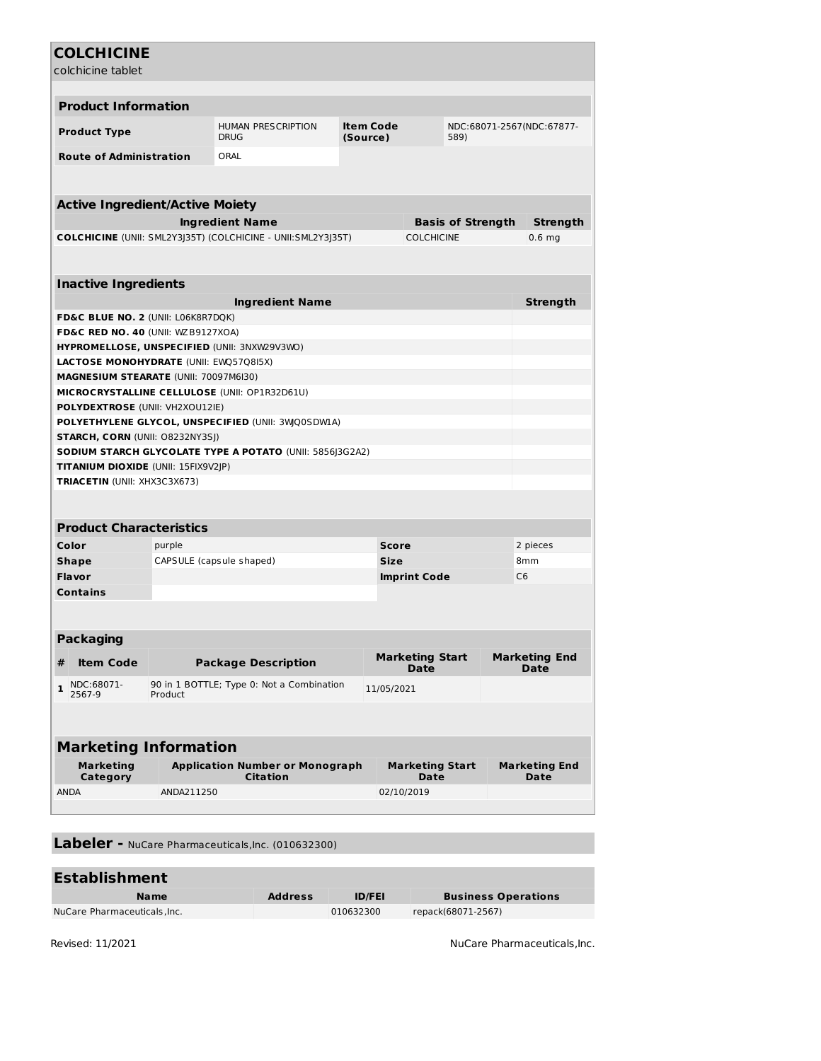# COLCHICINE

colchicine tablet

## Product Information

| | | | |
|---|---|---|---|
| **Product Type** | HUMAN PRESCRIPTION DRUG | **Item Code (Source)** | NDC:68071-2567(NDC:67877-589) |
| **Route of Administration** | ORAL | | |

## Active Ingredient/Active Moiety

| Ingredient Name | Basis of Strength | Strength |
|---|---|---|
| **COLCHICINE** (UNII: SML2Y3J35T) (COLCHICINE - UNII:SML2Y3J35T) | COLCHICINE | 0.6 mg |

## Inactive Ingredients

| Ingredient Name | Strength |
|---|---|
| **FD&C BLUE NO. 2** (UNII: L06K8R7DQK) | |
| **FD&C RED NO. 40** (UNII: WZB9127XOA) | |
| **HYPROMELLOSE, UNSPECIFIED** (UNII: 3NXW29V3WO) | |
| **LACTOSE MONOHYDRATE** (UNII: EWQ57Q8I5X) | |
| **MAGNESIUM STEARATE** (UNII: 70097M6I30) | |
| **MICROCRYSTALLINE CELLULOSE** (UNII: OP1R32D61U) | |
| **POLYDEXTROSE** (UNII: VH2XOU12IE) | |
| **POLYETHYLENE GLYCOL, UNSPECIFIED** (UNII: 3WJQ0SDW1A) | |
| **STARCH, CORN** (UNII: O8232NY3SJ) | |
| **SODIUM STARCH GLYCOLATE TYPE A POTATO** (UNII: 5856J3G2A2) | |
| **TITANIUM DIOXIDE** (UNII: 15FIX9V2JP) | |
| **TRIACETIN** (UNII: XHX3C3X673) | |

## Product Characteristics

| | | | |
|---|---|---|---|
| **Color** | purple | **Score** | 2 pieces |
| **Shape** | CAPSULE (capsule shaped) | **Size** | 8mm |
| **Flavor** | | **Imprint Code** | C6 |
| **Contains** | | | |

## Packaging

| # | Item Code | Package Description | Marketing Start Date | Marketing End Date |
|---|---|---|---|---|
| 1 | NDC:68071-2567-9 | 90 in 1 BOTTLE; Type 0: Not a Combination Product | 11/05/2021 | |

## Marketing Information

| Marketing Category | Application Number or Monograph Citation | Marketing Start Date | Marketing End Date |
|---|---|---|---|
| ANDA | ANDA211250 | 02/10/2019 | |

## Labeler - NuCare Pharmaceuticals,Inc. (010632300)

## Establishment

| Name | Address | ID/FEI | Business Operations |
|---|---|---|---|
| NuCare Pharmaceuticals,Inc. | | 010632300 | repack(68071-2567) |

Revised: 11/2021

NuCare Pharmaceuticals,Inc.